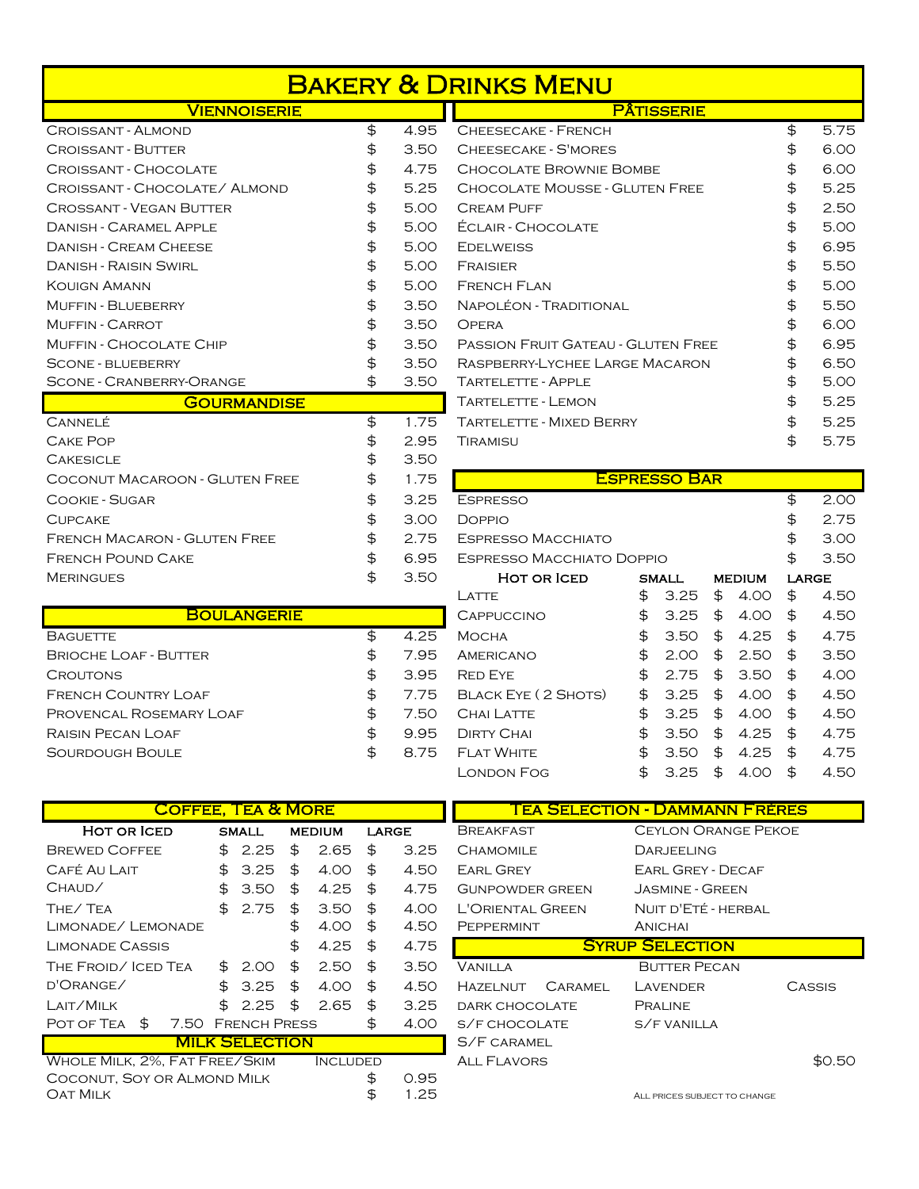# Bakery & Drinks Menu

## Viennoiserie

| Item | Price |
|---|---|
| Croissant - Almond | $ 4.95 |
| Croissant - Butter | $ 3.50 |
| Croissant - Chocolate | $ 4.75 |
| Croissant - Chocolate/ Almond | $ 5.25 |
| Crossant - Vegan Butter | $ 5.00 |
| Danish - Caramel Apple | $ 5.00 |
| Danish - Cream Cheese | $ 5.00 |
| Danish - Raisin Swirl | $ 5.00 |
| Kouign Amann | $ 5.00 |
| Muffin - Blueberry | $ 3.50 |
| Muffin - Carrot | $ 3.50 |
| Muffin - Chocolate Chip | $ 3.50 |
| Scone - blueberry | $ 3.50 |
| Scone - Cranberry-Orange | $ 3.50 |

## Gourmandise

| Item | Price |
|---|---|
| Cannelé | $ 1.75 |
| Cake Pop | $ 2.95 |
| Cakesicle | $ 3.50 |
| Coconut Macaroon - Gluten Free | $ 1.75 |
| Cookie - Sugar | $ 3.25 |
| Cupcake | $ 3.00 |
| French Macaron - Gluten Free | $ 2.75 |
| French Pound Cake | $ 6.95 |
| Meringues | $ 3.50 |

## Boulangerie

| Item | Price |
|---|---|
| Baguette | $ 4.25 |
| Brioche Loaf - Butter | $ 7.95 |
| Croutons | $ 3.95 |
| French Country Loaf | $ 7.75 |
| Provencal Rosemary Loaf | $ 7.50 |
| Raisin Pecan Loaf | $ 9.95 |
| Sourdough Boule | $ 8.75 |

## Pâtisserie

| Item | Price |
|---|---|
| Cheesecake - French | $ 5.75 |
| Cheesecake - S'mores | $ 6.00 |
| Chocolate Brownie Bombe | $ 6.00 |
| Chocolate Mousse - Gluten Free | $ 5.25 |
| Cream Puff | $ 2.50 |
| Éclair - Chocolate | $ 5.00 |
| Edelweiss | $ 6.95 |
| Fraisier | $ 5.50 |
| French Flan | $ 5.00 |
| Napoléon - Traditional | $ 5.50 |
| Opera | $ 6.00 |
| Passion Fruit Gateau - Gluten Free | $ 6.95 |
| Raspberry-Lychee Large Macaron | $ 6.50 |
| Tartelette - Apple | $ 5.00 |
| Tartelette - Lemon | $ 5.25 |
| Tartelette - Mixed Berry | $ 5.25 |
| Tiramisu | $ 5.75 |

## Espresso Bar

| Item | Price |
|---|---|
| Espresso | $ 2.00 |
| Doppio | $ 2.75 |
| Espresso Macchiato | $ 3.00 |
| Espresso Macchiato Doppio | $ 3.50 |

| Hot or Iced | Small | Medium | Large |
|---|---|---|---|
| Latte | $ 3.25 | $ 4.00 | $ 4.50 |
| Cappuccino | $ 3.25 | $ 4.00 | $ 4.50 |
| Mocha | $ 3.50 | $ 4.25 | $ 4.75 |
| Americano | $ 2.00 | $ 2.50 | $ 3.50 |
| Red Eye | $ 2.75 | $ 3.50 | $ 4.00 |
| Black Eye ( 2 Shots) | $ 3.25 | $ 4.00 | $ 4.50 |
| Chai Latte | $ 3.25 | $ 4.00 | $ 4.50 |
| Dirty Chai | $ 3.50 | $ 4.25 | $ 4.75 |
| Flat White | $ 3.50 | $ 4.25 | $ 4.75 |
| London Fog | $ 3.25 | $ 4.00 | $ 4.50 |

## Coffee, Tea & More

| Hot or Iced | Small | Medium | Large |
|---|---|---|---|
| Brewed Coffee | $ 2.25 | $ 2.65 | $ 3.25 |
| Café Au Lait | $ 3.25 | $ 4.00 | $ 4.50 |
| Chaud/ | $ 3.50 | $ 4.25 | $ 4.75 |
| The/ Tea | $ 2.75 | $ 3.50 | $ 4.00 |
| Limonade/ Lemonade | | $ 4.00 | $ 4.50 |
| Limonade Cassis | | $ 4.25 | $ 4.75 |
| The Froid/ Iced Tea | $ 2.00 | $ 2.50 | $ 3.50 |
| D'Orange/ | $ 3.25 | $ 4.00 | $ 4.50 |
| Lait/Milk | $ 2.25 | $ 2.65 | $ 3.25 |
| Pot of Tea $ 7.50 | French Press | | $ 4.00 |

## Milk Selection

| Item | Price |
|---|---|
| Whole Milk, 2%, Fat Free/Skim | Included |
| Coconut, Soy or Almond Milk | $ 0.95 |
| Oat Milk | $ 1.25 |

## Tea Selection - Dammann Frères

| | |
|---|---|
| Breakfast | Ceylon Orange Pekoe |
| Chamomile | Darjeeling |
| Earl Grey | Earl Grey - Decaf |
| Gunpowder green | Jasmine - Green |
| L'Oriental Green | Nuit d'Été - herbal |
| Peppermint | Anichai |

## Syrup Selection

| | | |
|---|---|---|
| Vanilla | Butter Pecan | |
| Hazelnut Caramel | Lavender | Cassis |
| dark chocolate | Praline | |
| s/f chocolate | s/f vanilla | |
| S/F caramel | | |
| All Flavors | | $0.50 |

All prices subject to change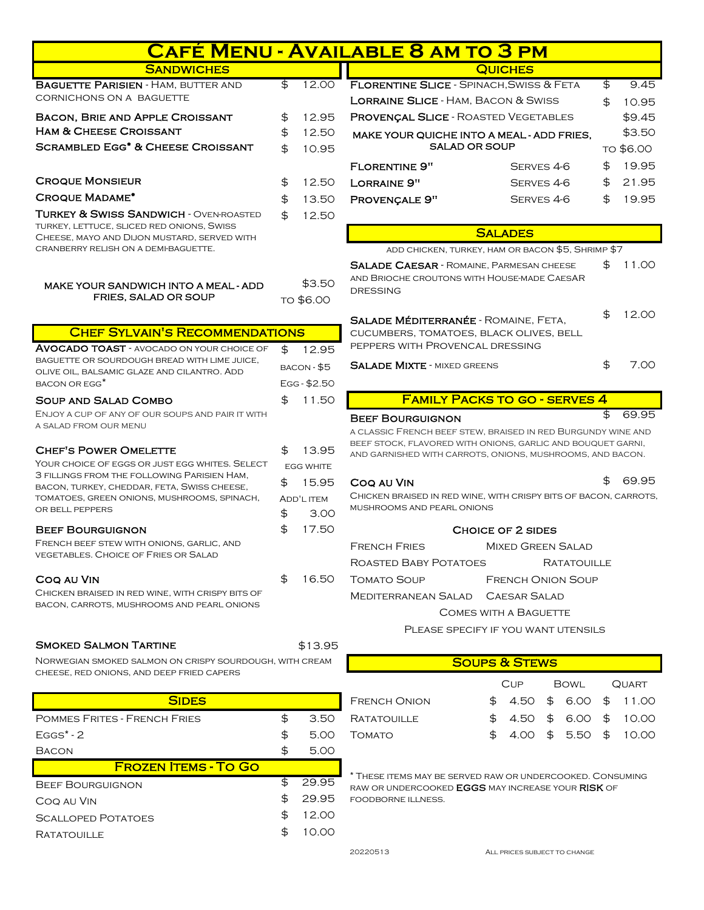# Café Menu - Available 8 AM to 3 PM

## Sandwiches

| | |
|---|---|
| **Baguette Parisien** - Ham, butter and cornichons on a baguette | $ 12.00 |
| **Bacon, Brie and Apple Croissant** | $ 12.95 |
| **Ham & Cheese Croissant** | $ 12.50 |
| **Scrambled Egg* & Cheese Croissant** | $ 10.95 |
| **Croque Monsieur** | $ 12.50 |
| **Croque Madame*** | $ 13.50 |
| **Turkey & Swiss Sandwich** - Oven-roasted turkey, lettuce, sliced red onions, Swiss cheese, mayo and Dijon mustard, served with cranberry relish on a demi-baguette. | $ 12.50 |

Make your sandwich into a meal - add fries, salad or soup — $3.50 to $6.00

## Chef Sylvain's Recommendations

| | |
|---|---|
| **Avocado Toast** - Avocado on your choice of baguette or sourdough bread with lime juice, olive oil, balsamic glaze and cilantro. Add bacon or egg* | $ 12.95<br>Bacon - $5<br>Egg - $2.50 |
| **Soup and Salad Combo**<br>Enjoy a cup of any of our soups and pair it with a salad from our menu | $ 11.50 |
| **Chef's Power Omelette**<br>Your choice of eggs or just egg whites. Select 3 fillings from the following Parisien Ham, bacon, turkey, cheddar, feta, Swiss cheese, tomatoes, green onions, mushrooms, spinach, or bell peppers | $ 13.95<br>Egg white $ 15.95<br>Add'l item $ 3.00 |
| **Beef Bourguignon**<br>French beef stew with onions, garlic, and vegetables. Choice of fries or salad | $ 17.50 |
| **Coq au Vin**<br>Chicken braised in red wine, with crispy bits of bacon, carrots, mushrooms and pearl onions | $ 16.50 |
| **Smoked Salmon Tartine**<br>Norwegian smoked salmon on crispy sourdough, with cream cheese, red onions, and deep fried capers | $13.95 |

## Sides

| | |
|---|---|
| Pommes Frites - French Fries | $ 3.50 |
| Eggs* - 2 | $ 5.00 |
| Bacon | $ 5.00 |

## Frozen Items - To Go

| | |
|---|---|
| Beef Bourguignon | $ 29.95 |
| Coq au Vin | $ 29.95 |
| Scalloped Potatoes | $ 12.00 |
| Ratatouille | $ 10.00 |

## Quiches

| | | |
|---|---|---|
| **Florentine Slice** - Spinach, Swiss & Feta | | $ 9.45 |
| **Lorraine Slice** - Ham, Bacon & Swiss | | $ 10.95 |
| **Provençal Slice** - Roasted Vegetables | | $9.45 |
| Make your quiche into a meal - add fries, salad or soup | | $3.50 to $6.00 |
| **Florentine 9"** | Serves 4-6 | $ 19.95 |
| **Lorraine 9"** | Serves 4-6 | $ 21.95 |
| **Provençale 9"** | Serves 4-6 | $ 19.95 |

## Salades

Add chicken, turkey, ham or bacon $5, shrimp $7

| | |
|---|---|
| **Salade Caesar** - Romaine, Parmesan cheese and Brioche croutons with House-made Caesar dressing | $ 11.00 |
| **Salade Méditerranée** - Romaine, Feta, cucumbers, tomatoes, black olives, bell peppers with Provencal dressing | $ 12.00 |
| **Salade Mixte** - mixed greens | $ 7.00 |

## Family Packs to Go - Serves 4

**Beef Bourguignon** — $ 69.95
A classic French beef stew, braised in red Burgundy wine and beef stock, flavored with onions, garlic and bouquet garni, and garnished with carrots, onions, mushrooms, and bacon.

**Coq au Vin** — $ 69.95
Chicken braised in red wine, with crispy bits of bacon, carrots, mushrooms and pearl onions

**Choice of 2 Sides**

| | |
|---|---|
| French Fries | Mixed Green Salad |
| Roasted Baby Potatoes | Ratatouille |
| Tomato Soup | French Onion Soup |
| Mediterranean Salad | Caesar Salad |

Comes with a Baguette

Please specify if you want utensils

## Soups & Stews

| | Cup | Bowl | Quart |
|---|---|---|---|
| French Onion | $ 4.50 | $ 6.00 | $ 11.00 |
| Ratatouille | $ 4.50 | $ 6.00 | $ 10.00 |
| Tomato | $ 4.00 | $ 5.50 | $ 10.00 |

* These items may be served raw or undercooked. Consuming raw or undercooked **eggs** may increase your **risk** of foodborne illness.

20220513 All prices subject to change